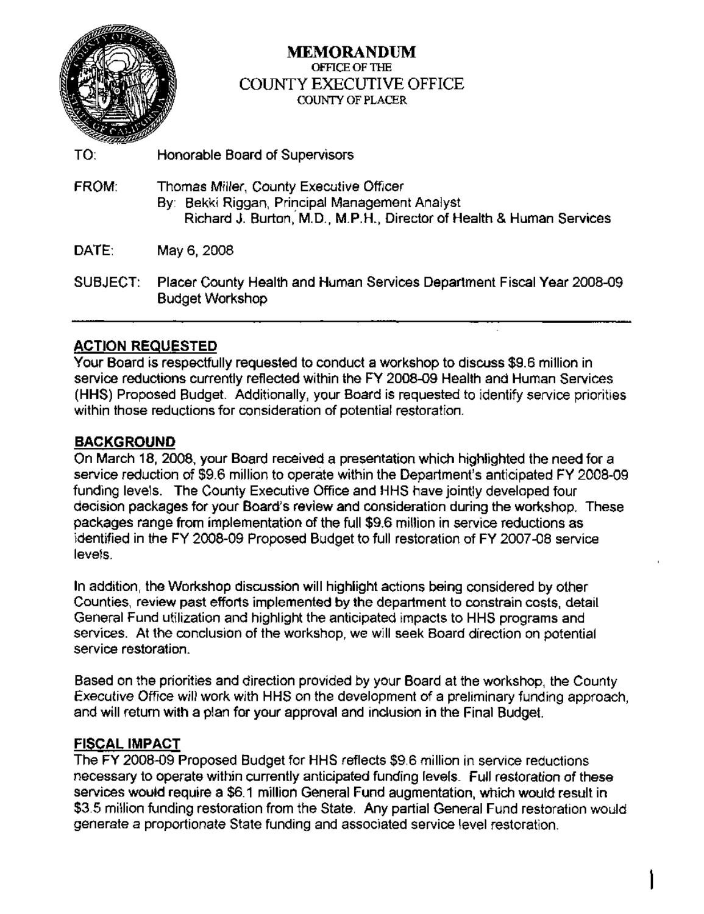# MEMORANDUM

OFFICE OF THE

COUNTY EXECUTIVE OFFICE

COUNTY OF PLACER

TO: Honorable Board of Supervisors

FROM: Thomas Miller, County Executive Officer
By: Bekki Riggan, Principal Management Analyst
Richard J. Burton, M.D., M.P.H., Director of Health & Human Services

DATE: May 6, 2008

SUBJECT: Placer County Health and Human Services Department Fiscal Year 2008-09 Budget Workshop

---

## ACTION REQUESTED

Your Board is respectfully requested to conduct a workshop to discuss $9.6 million in service reductions currently reflected within the FY 2008-09 Health and Human Services (HHS) Proposed Budget. Additionally, your Board is requested to identify service priorities within those reductions for consideration of potential restoration.

## BACKGROUND

On March 18, 2008, your Board received a presentation which highlighted the need for a service reduction of $9.6 million to operate within the Department's anticipated FY 2008-09 funding levels. The County Executive Office and HHS have jointly developed four decision packages for your Board's review and consideration during the workshop. These packages range from implementation of the full $9.6 million in service reductions as identified in the FY 2008-09 Proposed Budget to full restoration of FY 2007-08 service levels.

In addition, the Workshop discussion will highlight actions being considered by other Counties, review past efforts implemented by the department to constrain costs, detail General Fund utilization and highlight the anticipated impacts to HHS programs and services. At the conclusion of the workshop, we will seek Board direction on potential service restoration.

Based on the priorities and direction provided by your Board at the workshop, the County Executive Office will work with HHS on the development of a preliminary funding approach, and will return with a plan for your approval and inclusion in the Final Budget.

## FISCAL IMPACT

The FY 2008-09 Proposed Budget for HHS reflects $9.6 million in service reductions necessary to operate within currently anticipated funding levels. Full restoration of these services would require a $6.1 million General Fund augmentation, which would result in $3.5 million funding restoration from the State. Any partial General Fund restoration would generate a proportionate State funding and associated service level restoration.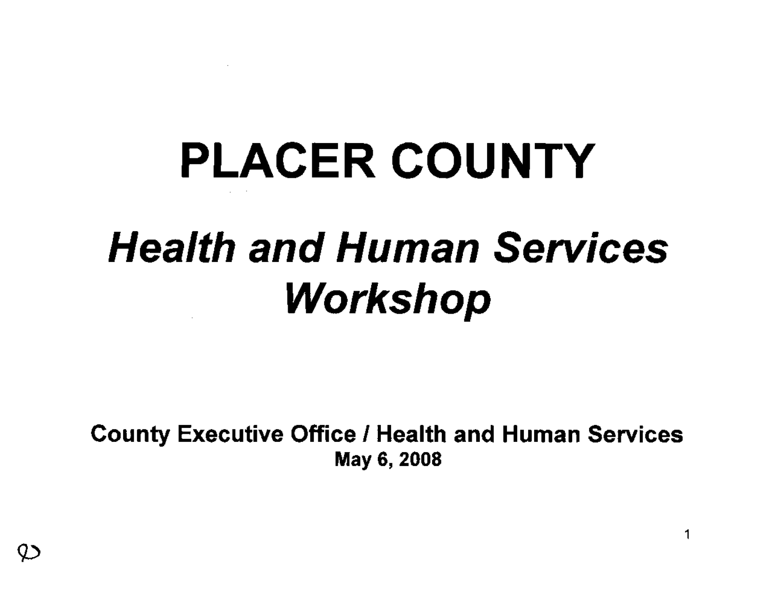# PLACER COUNTY

## *Health and Human Services Workshop*

**County Executive Office / Health and Human Services**
**May 6, 2008**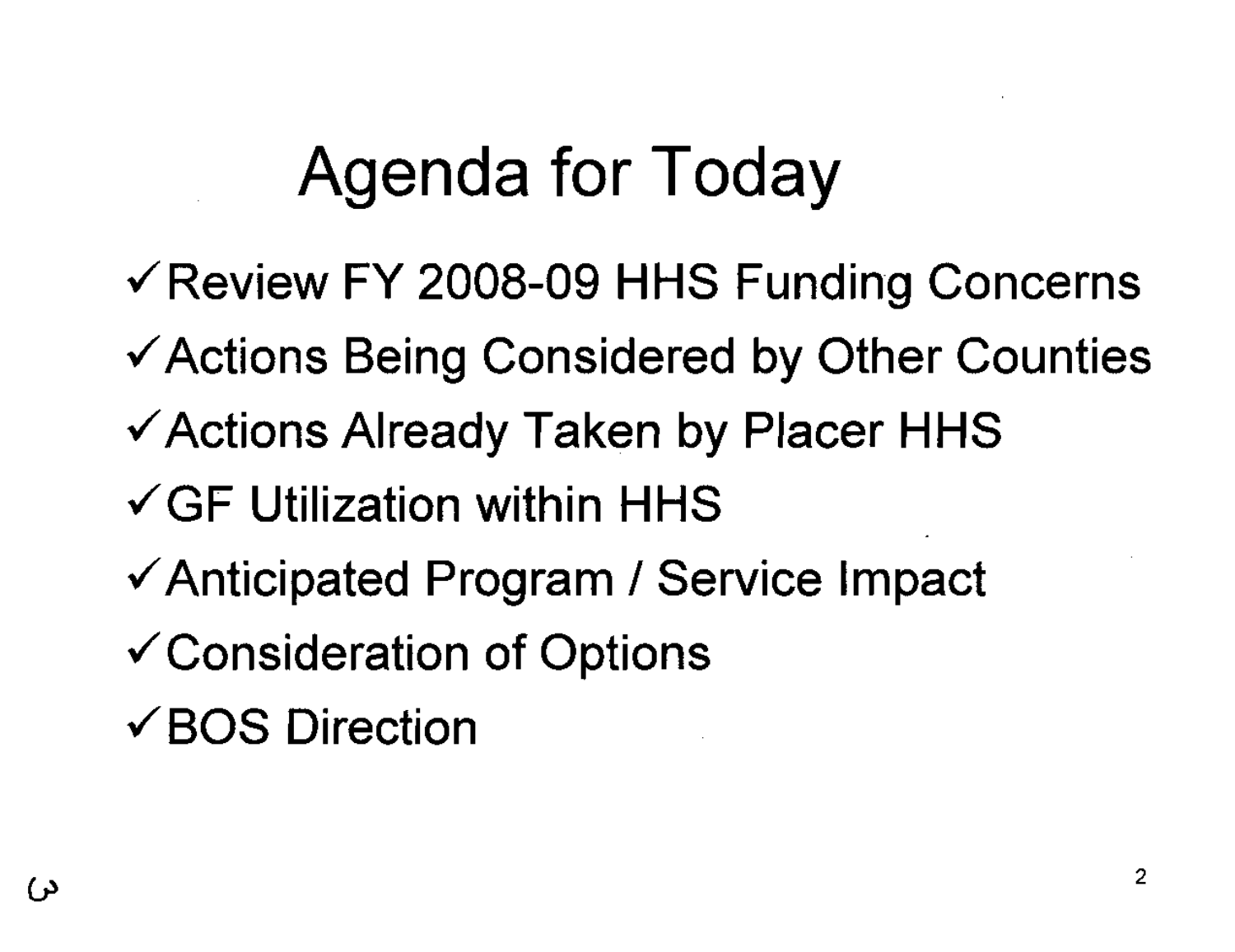# Agenda for Today

- ✓ Review FY 2008-09 HHS Funding Concerns
- ✓ Actions Being Considered by Other Counties
- ✓ Actions Already Taken by Placer HHS
- ✓ GF Utilization within HHS
- ✓ Anticipated Program / Service Impact
- ✓ Consideration of Options
- ✓ BOS Direction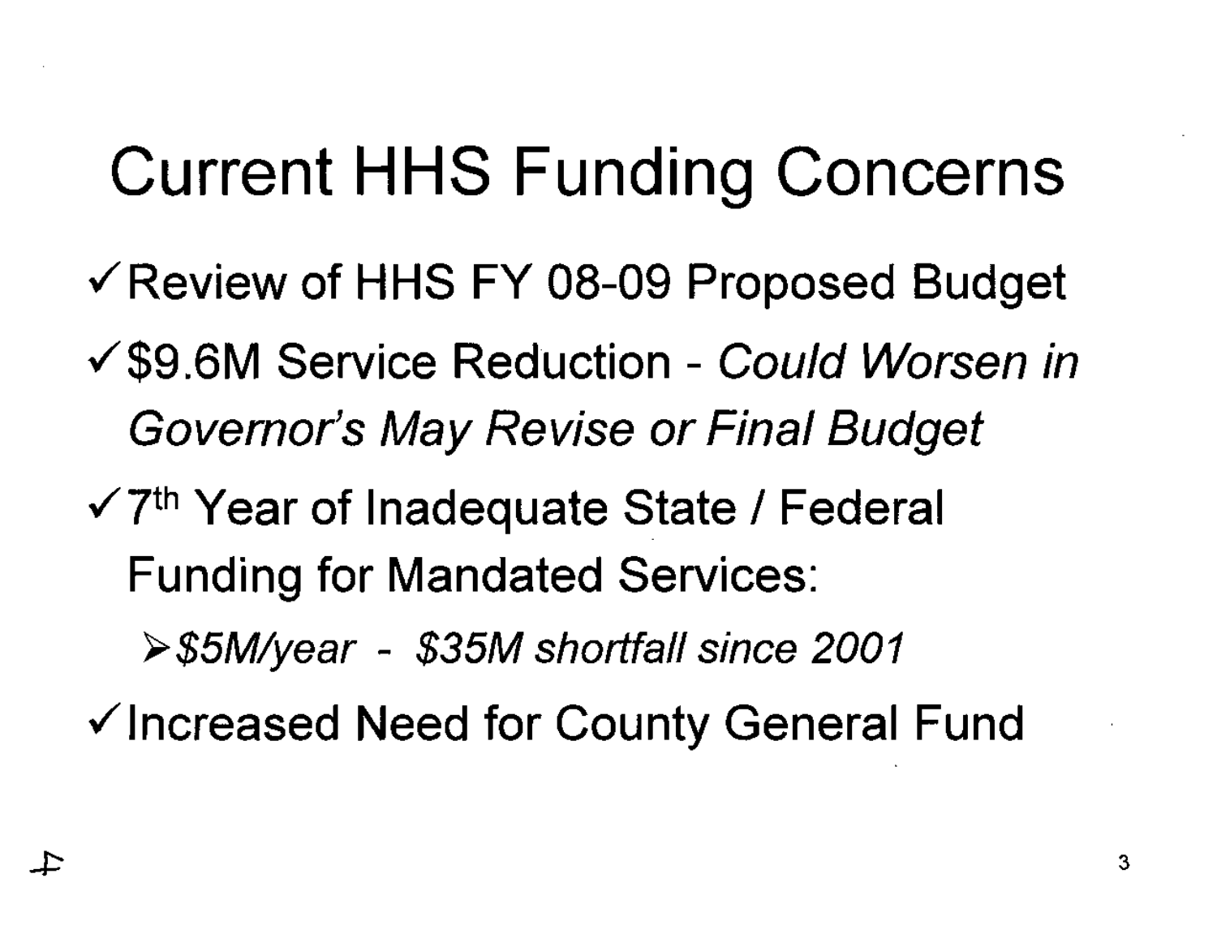# Current HHS Funding Concerns

- ✓ Review of HHS FY 08-09 Proposed Budget
- ✓ $9.6M Service Reduction - *Could Worsen in Governor's May Revise or Final Budget*
- ✓ 7th Year of Inadequate State / Federal Funding for Mandated Services:
  - *$5M/year - $35M shortfall since 2001*
- ✓ Increased Need for County General Fund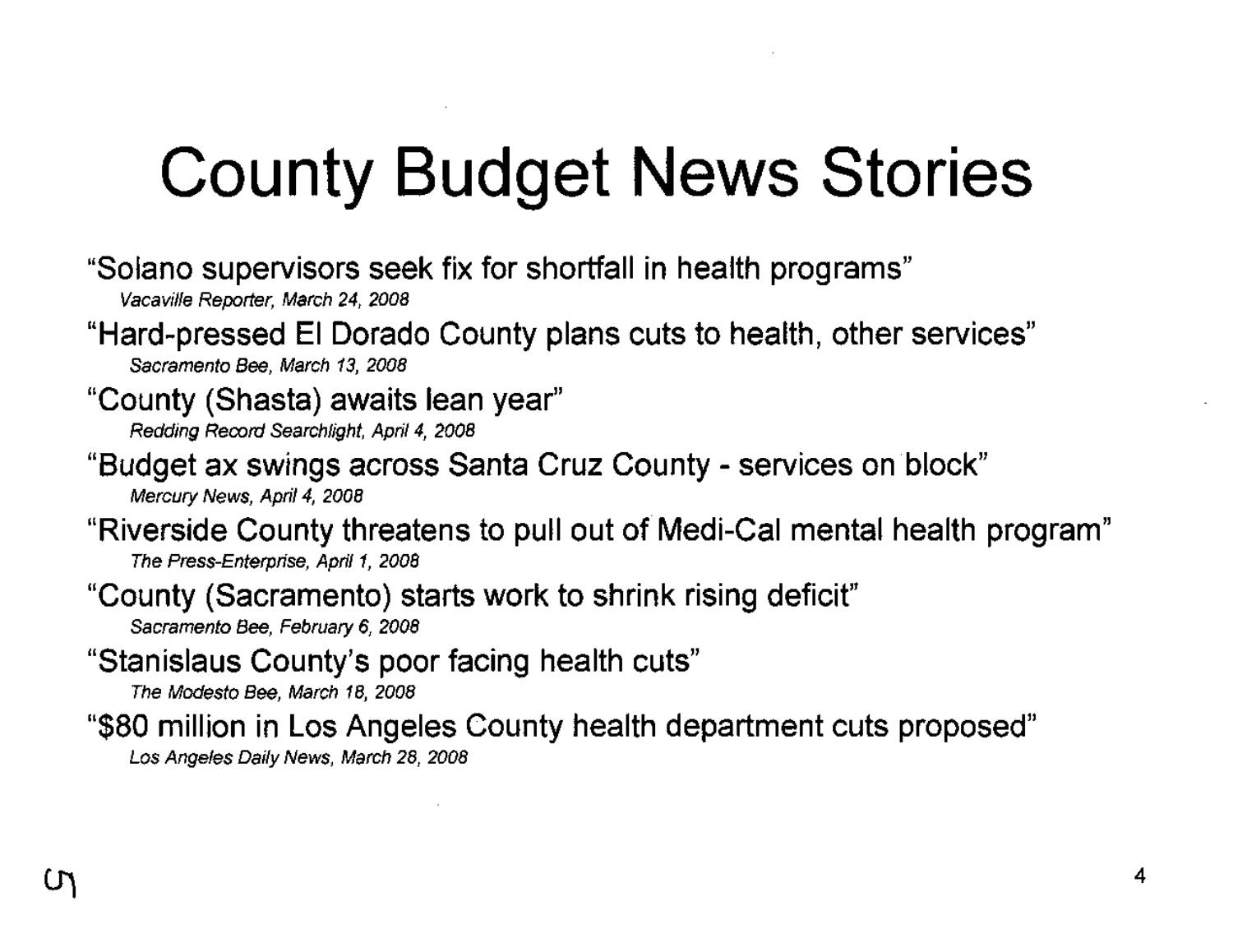# County Budget News Stories

"Solano supervisors seek fix for shortfall in health programs"
*Vacaville Reporter, March 24, 2008*

"Hard-pressed El Dorado County plans cuts to health, other services"
*Sacramento Bee, March 13, 2008*

"County (Shasta) awaits lean year"
*Redding Record Searchlight, April 4, 2008*

"Budget ax swings across Santa Cruz County - services on block"
*Mercury News, April 4, 2008*

"Riverside County threatens to pull out of Medi-Cal mental health program"
*The Press-Enterprise, April 1, 2008*

"County (Sacramento) starts work to shrink rising deficit"
*Sacramento Bee, February 6, 2008*

"Stanislaus County's poor facing health cuts"
*The Modesto Bee, March 18, 2008*

"$80 million in Los Angeles County health department cuts proposed"
*Los Angeles Daily News, March 28, 2008*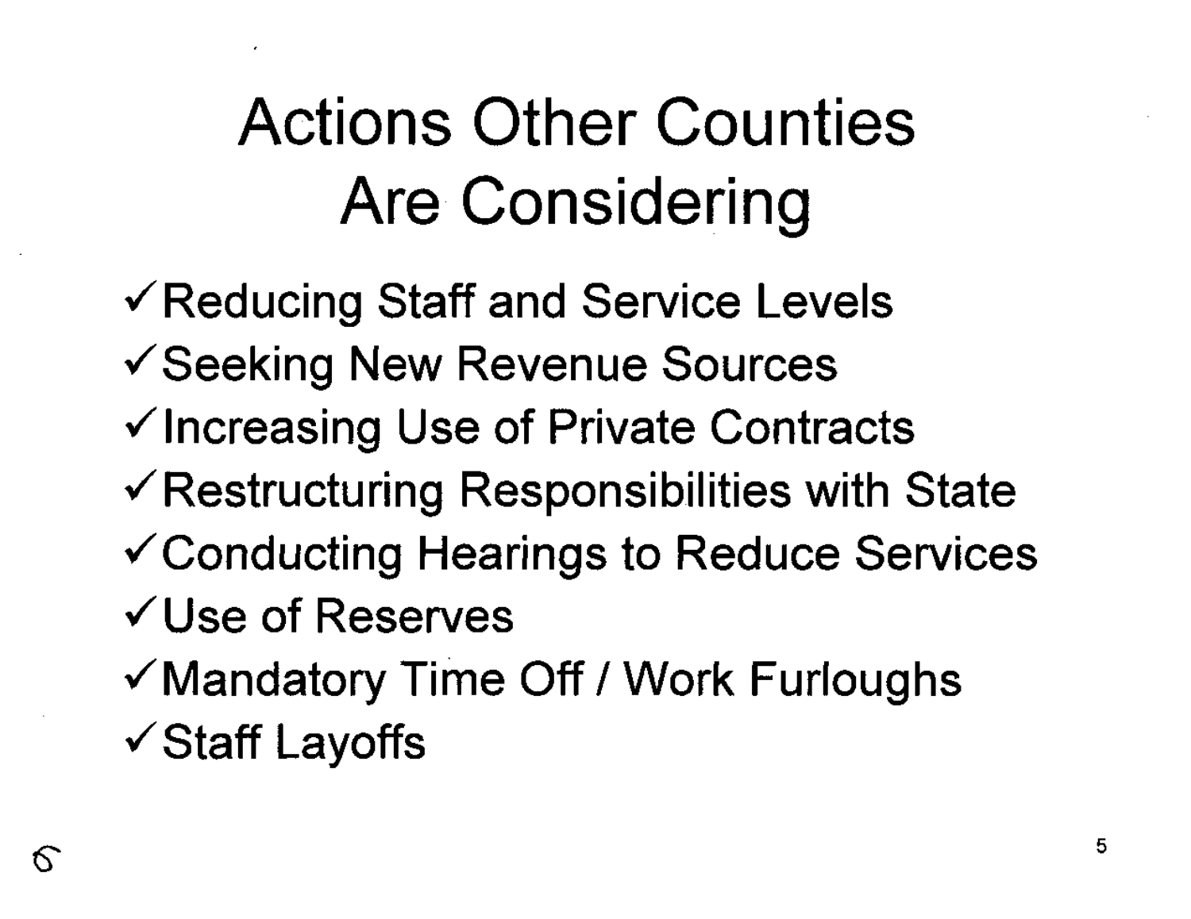# Actions Other Counties Are Considering

- ✓Reducing Staff and Service Levels
- ✓Seeking New Revenue Sources
- ✓Increasing Use of Private Contracts
- ✓Restructuring Responsibilities with State
- ✓Conducting Hearings to Reduce Services
- ✓Use of Reserves
- ✓Mandatory Time Off / Work Furloughs
- ✓Staff Layoffs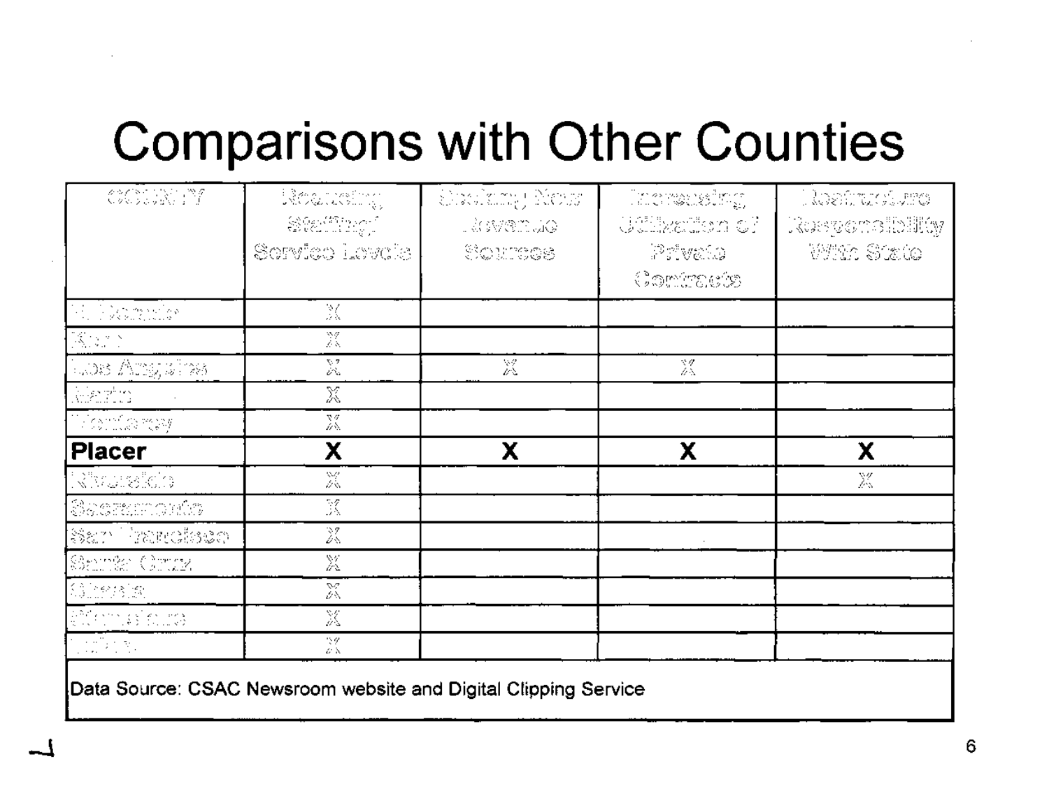# Comparisons with Other Counties

| COUNTY | Reducing Staffing/ Service Levels | Seeking New Revenue Sources | Increasing Utilization of Private Contracts | Restructure Responsibility With State |
|---|---|---|---|---|
| El Dorado | X | | | |
| Kern | X | | | |
| Los Angeles | X | X | X | |
| Marin | X | | | |
| Monterey | X | | | |
| **Placer** | **X** | **X** | **X** | **X** |
| Riverside | X | | | X |
| Sacramento | X | | | |
| San Francisco | X | | | |
| Santa Cruz | X | | | |
| Shasta | X | | | |
| Stanislaus | X | | | |
| Tulare | X | | | |

Data Source: CSAC Newsroom website and Digital Clipping Service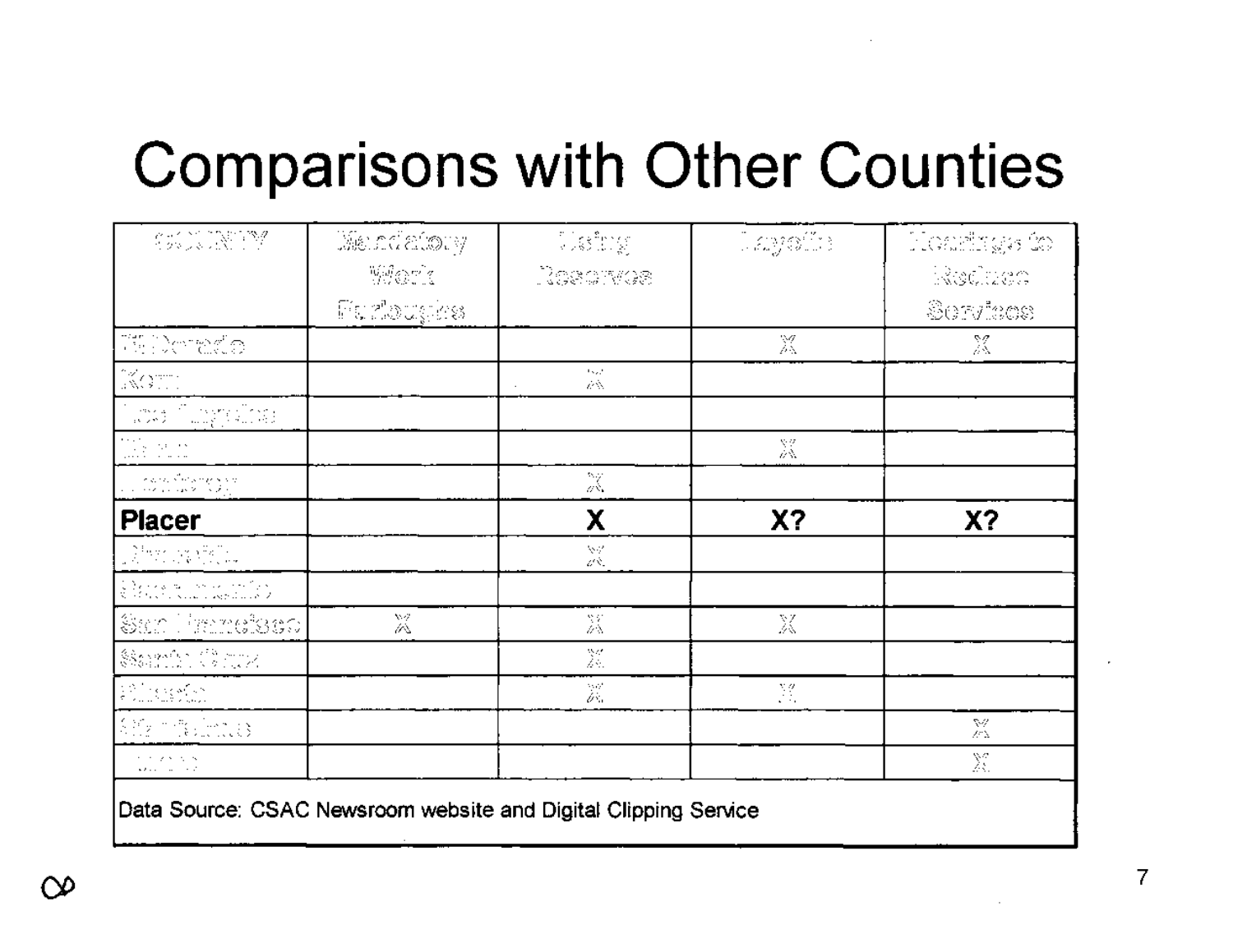# Comparisons with Other Counties

| COUNTY | Mandatory Work Furloughs | Using Reserves | Layoffs | Hearings to Reduce Services |
|---|---|---|---|---|
| El Dorado | | | X | X |
| Kern | | X | | |
| Los Angeles | | | | |
| Marin | | | X | |
| Monterey | | X | | |
| **Placer** | | **X** | **X?** | **X?** |
| Riverside | | X | | |
| Sacramento | | | | |
| San Francisco | X | X | X | |
| Santa Cruz | | X | | |
| Shasta | | X | X | |
| Stanislaus | | | | X |
| Yolo | | | | X |

Data Source: CSAC Newsroom website and Digital Clipping Service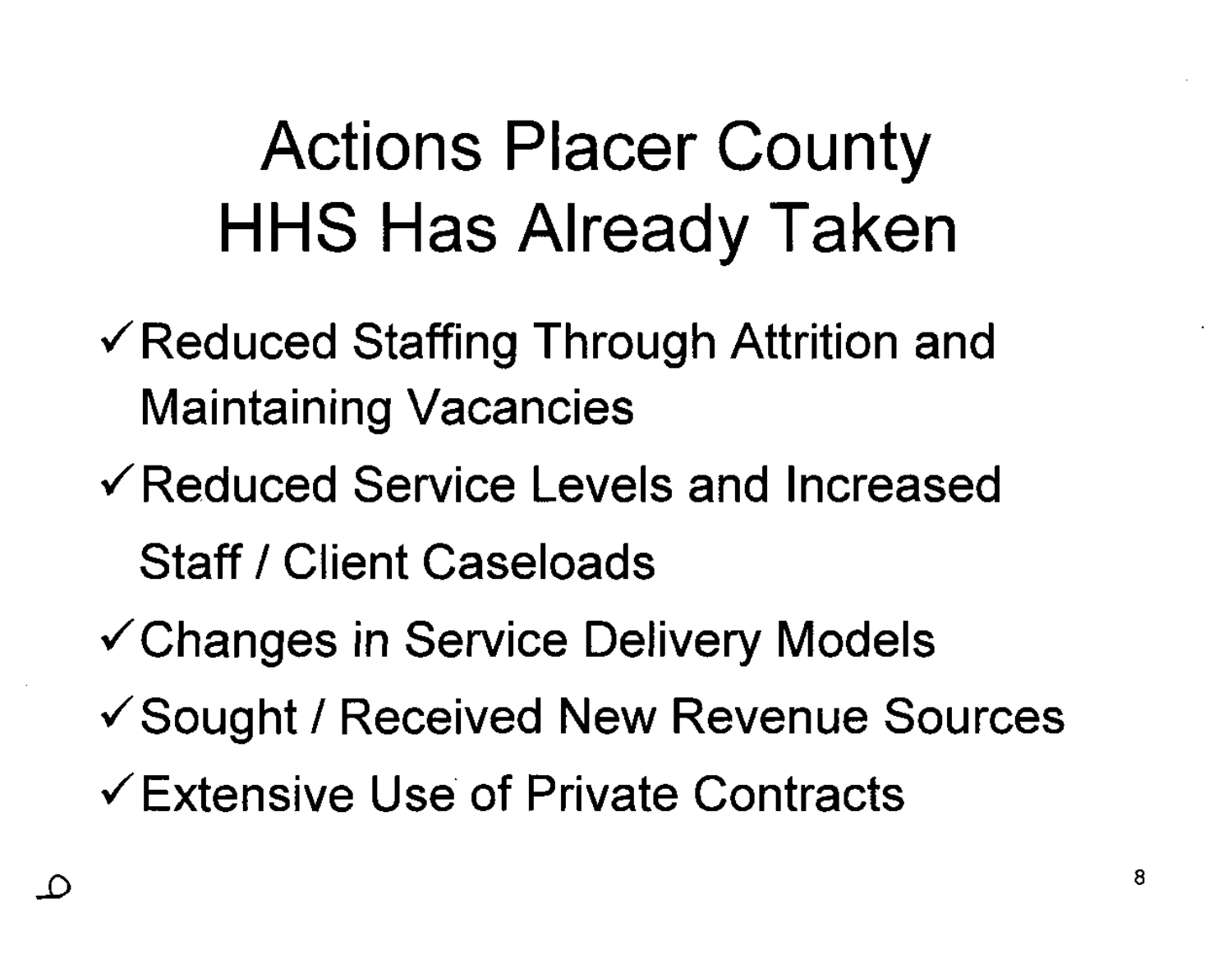# Actions Placer County HHS Has Already Taken

- ✓ Reduced Staffing Through Attrition and Maintaining Vacancies
- ✓ Reduced Service Levels and Increased Staff / Client Caseloads
- ✓ Changes in Service Delivery Models
- ✓ Sought / Received New Revenue Sources
- ✓ Extensive Use of Private Contracts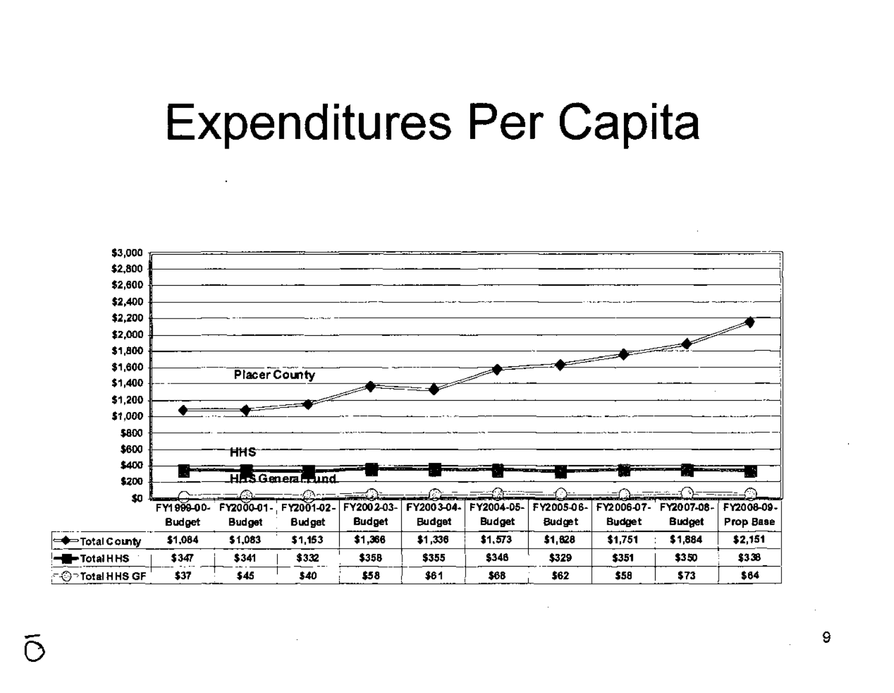# Expenditures Per Capita

| | FY1999-00-Budget | FY2000-01-Budget | FY2001-02-Budget | FY2002-03-Budget | FY2003-04-Budget | FY2004-05-Budget | FY2005-06-Budget | FY2006-07-Budget | FY2007-08-Budget | FY2008-09-Prop Base |
|---|---|---|---|---|---|---|---|---|---|---|
| Total County | $1,084 | $1,083 | $1,153 | $1,366 | $1,336 | $1,573 | $1,628 | $1,751 | $1,884 | $2,151 |
| Total HHS | $347 | $341 | $332 | $358 | $355 | $346 | $329 | $351 | $350 | $338 |
| Total HHS GF | $37 | $45 | $40 | $58 | $61 | $68 | $62 | $58 | $73 | $64 |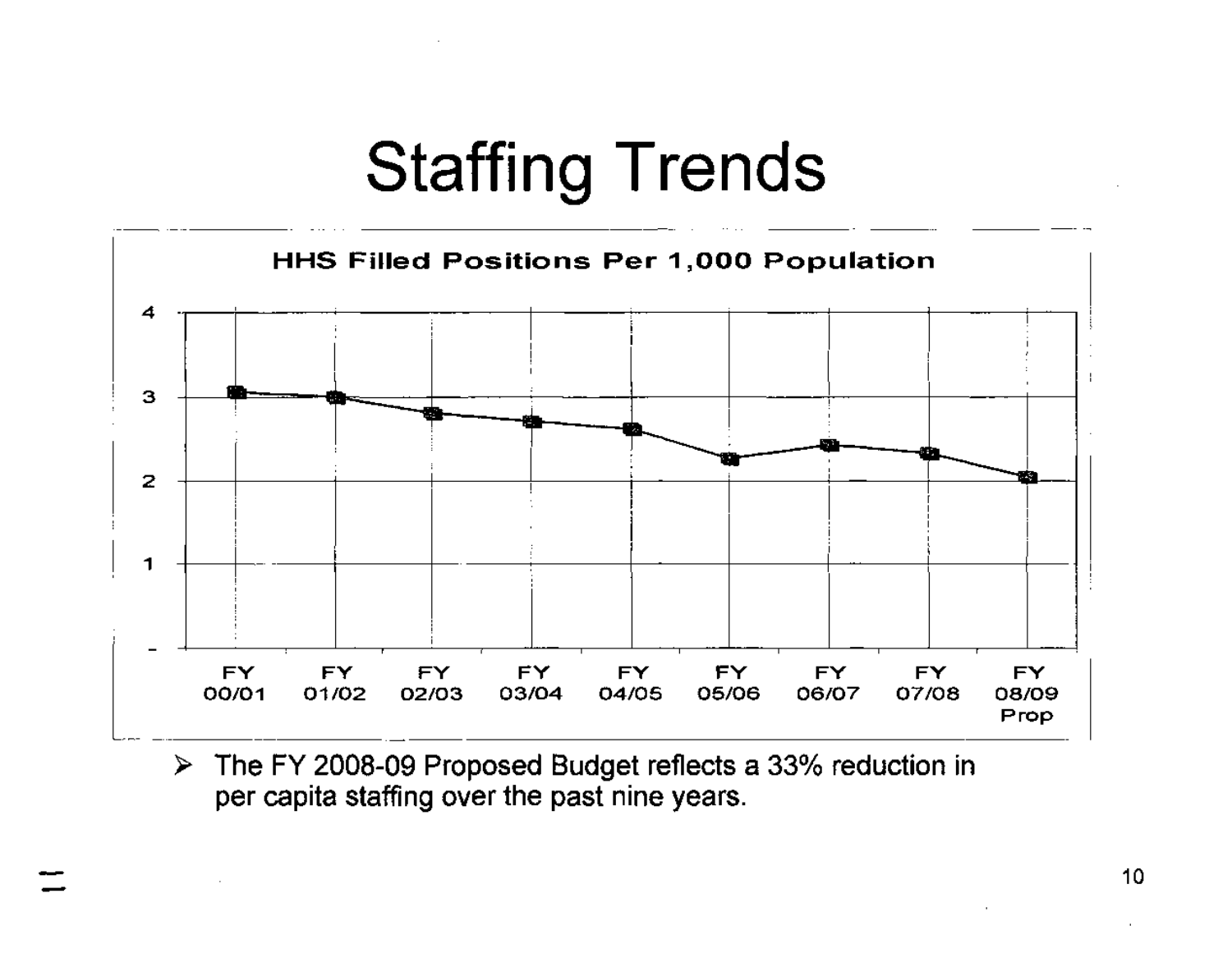# Staffing Trends

**HHS Filled Positions Per 1,000 Population**

| FY 00/01 | FY 01/02 | FY 02/03 | FY 03/04 | FY 04/05 | FY 05/06 | FY 06/07 | FY 07/08 | FY 08/09 Prop |
|---|---|---|---|---|---|---|---|---|

- The FY 2008-09 Proposed Budget reflects a 33% reduction in per capita staffing over the past nine years.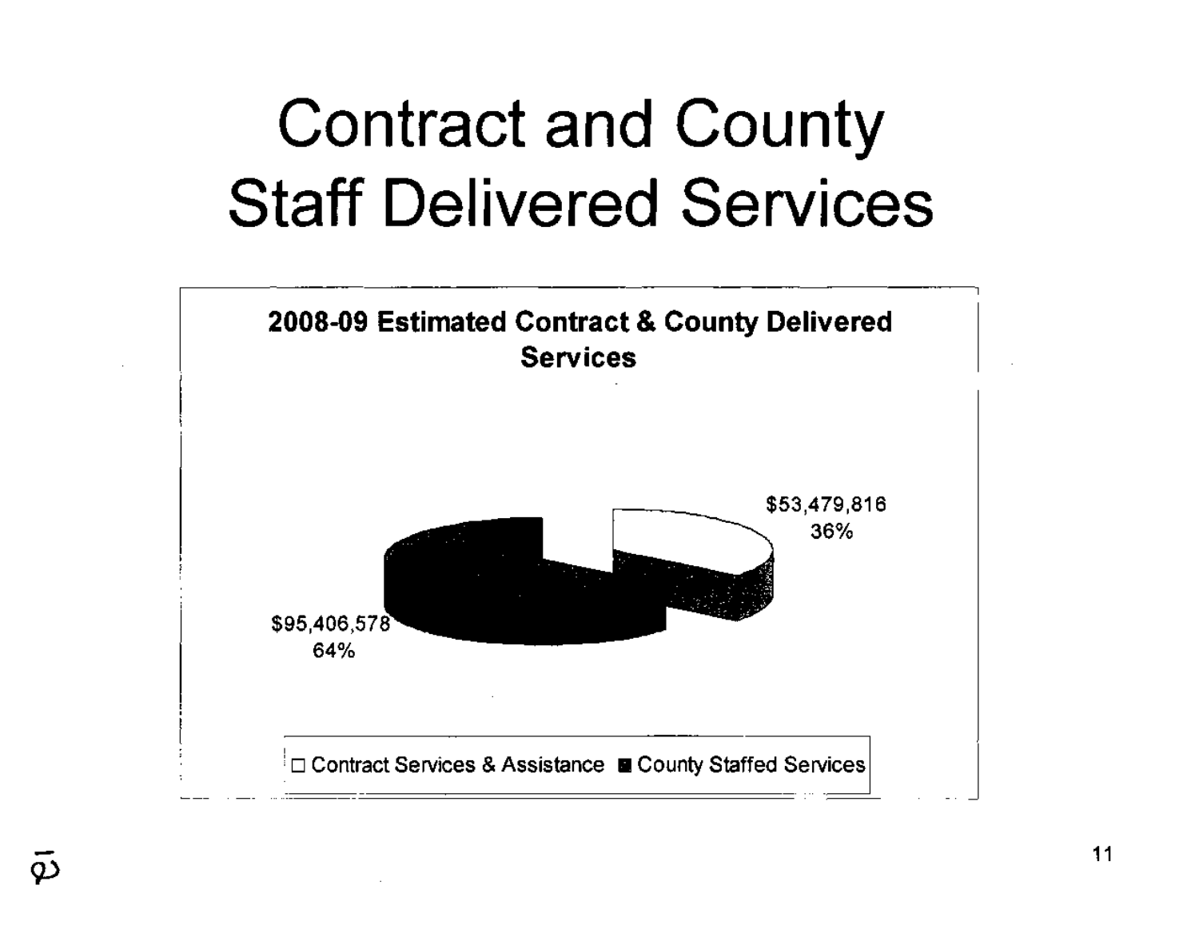# Contract and County Staff Delivered Services

**2008-09 Estimated Contract & County Delivered Services**

$53,479,816
36%

$95,406,578
64%

□ Contract Services & Assistance ■ County Staffed Services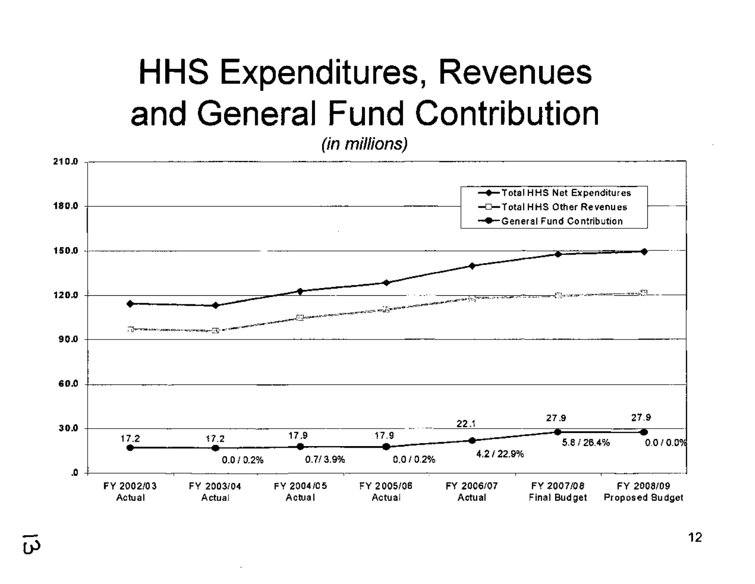# HHS Expenditures, Revenues and General Fund Contribution

*(in millions)*

| | FY 2002/03 Actual | FY 2003/04 Actual | FY 2004/05 Actual | FY 2005/06 Actual | FY 2006/07 Actual | FY 2007/08 Final Budget | FY 2008/09 Proposed Budget |
|---|---|---|---|---|---|---|---|
| General Fund Contribution | 17.2 | 17.2 | 17.9 | 17.9 | 22.1 | 27.9 | 27.9 |
| Change ($ / %) | | 0.0 / 0.2% | 0.7 / 3.9% | 0.0 / 0.2% | 4.2 / 22.9% | 5.8 / 26.4% | 0.0 / 0.0% |

Legend: Total HHS Net Expenditures; Total HHS Other Revenues; General Fund Contribution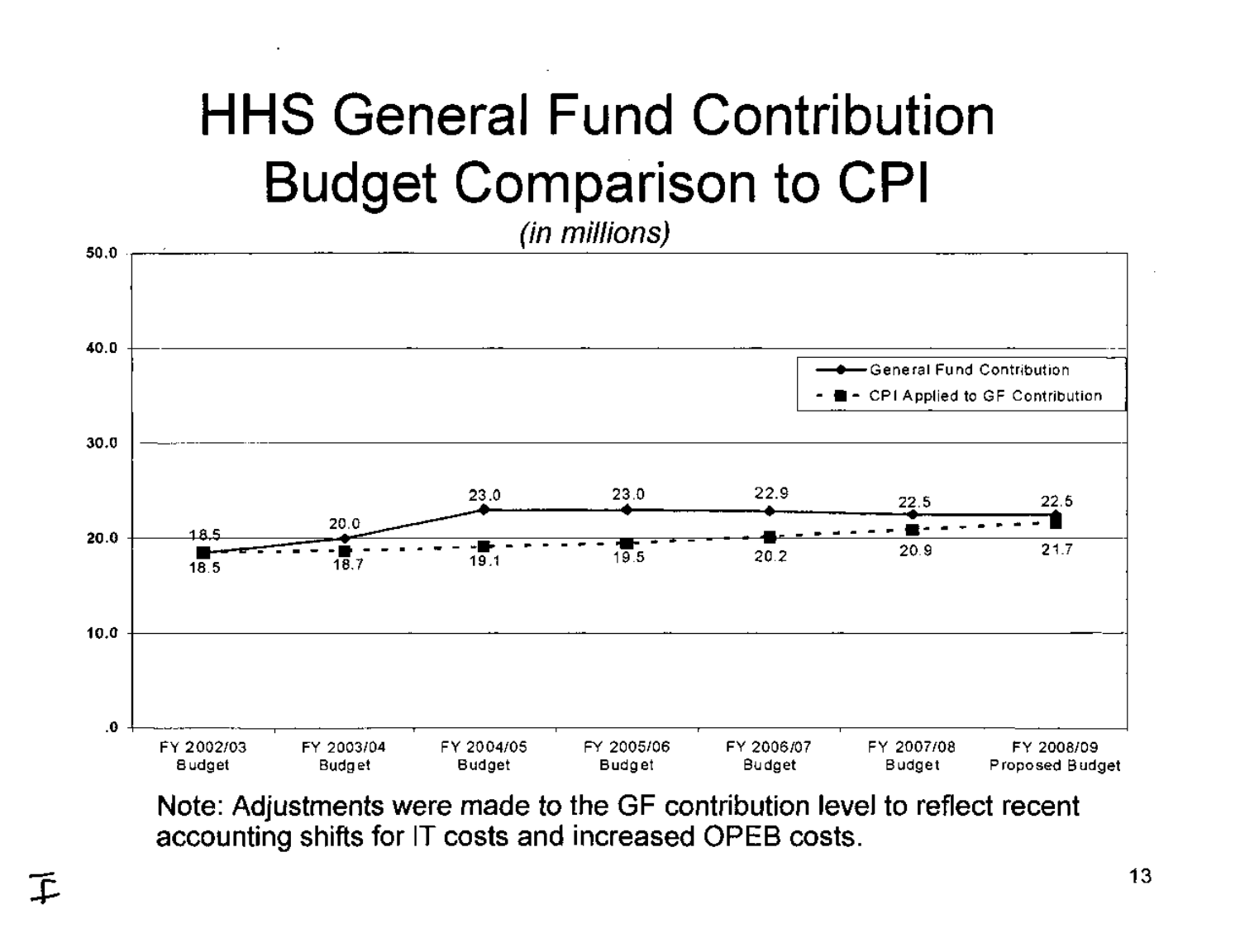# HHS General Fund Contribution Budget Comparison to CPI

*(in millions)*

| | FY 2002/03 Budget | FY 2003/04 Budget | FY 2004/05 Budget | FY 2005/06 Budget | FY 2006/07 Budget | FY 2007/08 Budget | FY 2008/09 Proposed Budget |
|---|---|---|---|---|---|---|---|
| General Fund Contribution | 18.5 | 20.0 | 23.0 | 23.0 | 22.9 | 22.5 | 22.5 |
| CPI Applied to GF Contribution | 18.5 | 18.7 | 19.1 | 19.5 | 20.2 | 20.9 | 21.7 |

Note: Adjustments were made to the GF contribution level to reflect recent accounting shifts for IT costs and increased OPEB costs.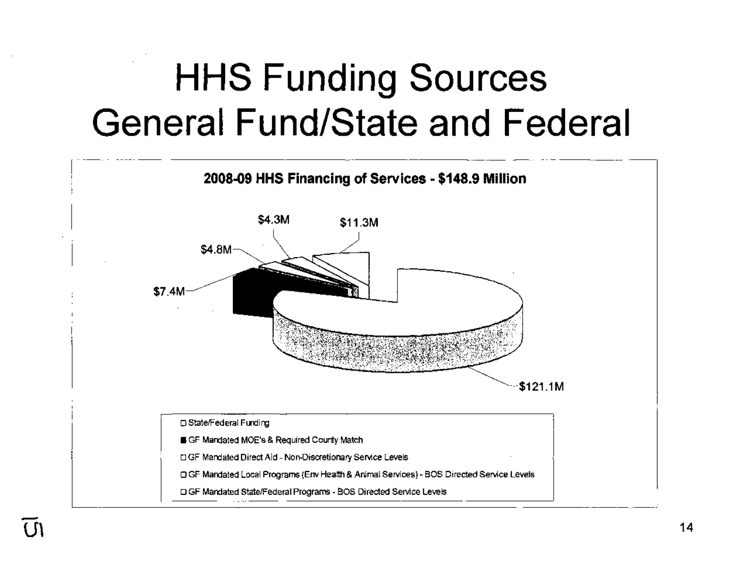# HHS Funding Sources
# General Fund/State and Federal

**2008-09 HHS Financing of Services - $148.9 Million**

$4.3M

$11.3M

$4.8M

$7.4M

$121.1M

- State/Federal Funding
- GF Mandated MOE's & Required County Match
- GF Mandated Direct Aid - Non-Discretionary Service Levels
- GF Mandated Local Programs (Env Health & Animal Services) - BOS Directed Service Levels
- GF Mandated State/Federal Programs - BOS Directed Service Levels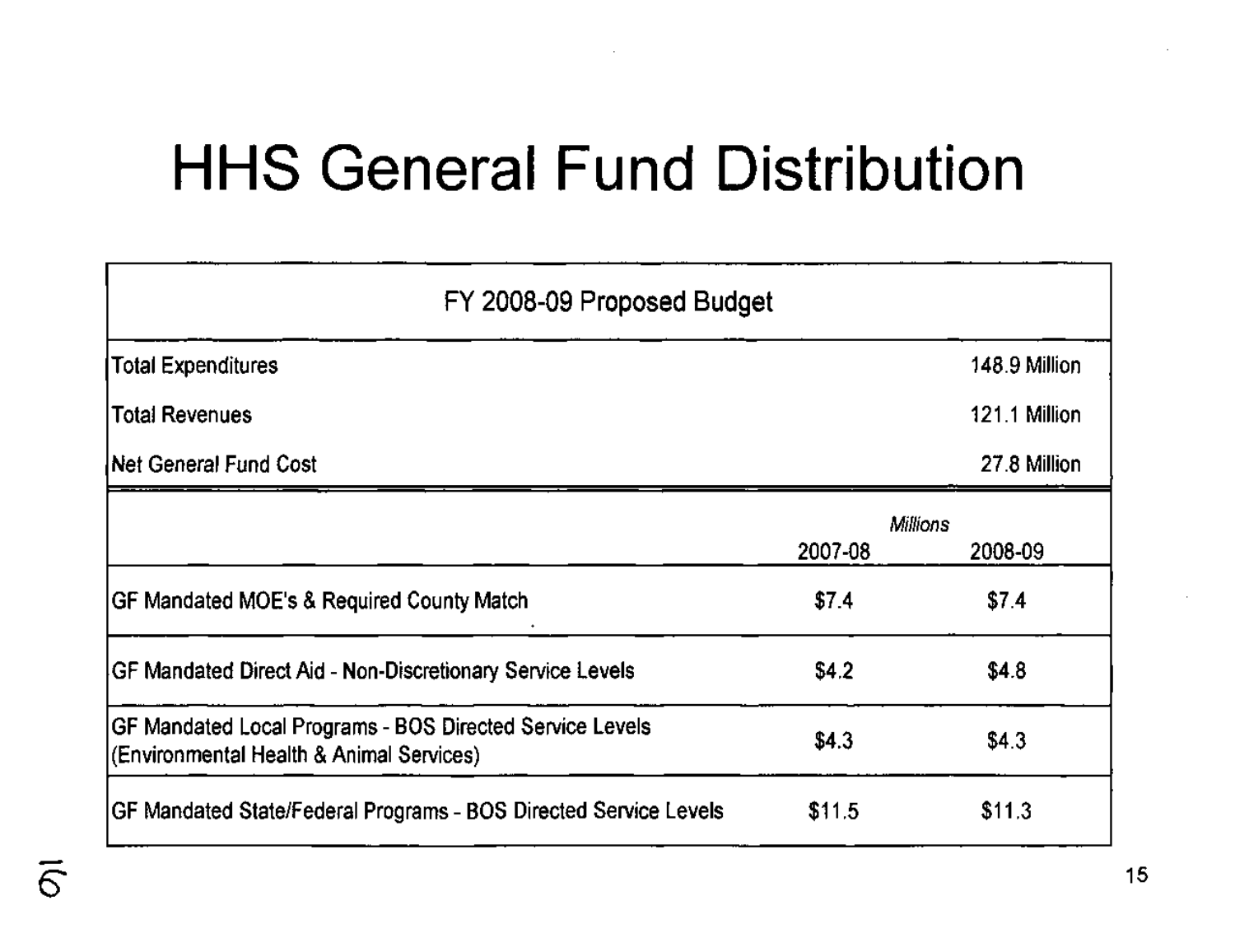# HHS General Fund Distribution

| FY 2008-09 Proposed Budget | |
|---|---|
| Total Expenditures | 148.9 Million |
| Total Revenues | 121.1 Million |
| Net General Fund Cost | 27.8 Million |

| | *Millions* 2007-08 | 2008-09 |
|---|---|---|
| GF Mandated MOE's & Required County Match | $7.4 | $7.4 |
| GF Mandated Direct Aid - Non-Discretionary Service Levels | $4.2 | $4.8 |
| GF Mandated Local Programs - BOS Directed Service Levels (Environmental Health & Animal Services) | $4.3 | $4.3 |
| GF Mandated State/Federal Programs - BOS Directed Service Levels | $11.5 | $11.3 |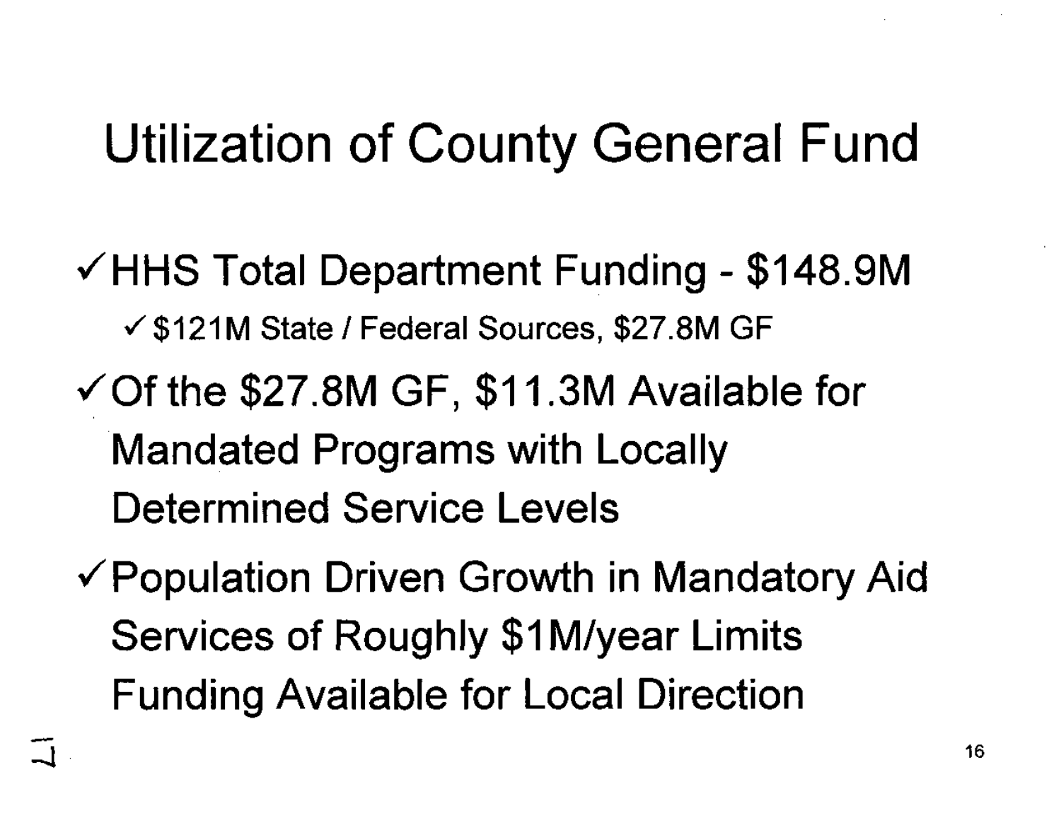# Utilization of County General Fund

- ✓ HHS Total Department Funding - $148.9M
  - ✓ $121M State / Federal Sources, $27.8M GF
- ✓ Of the $27.8M GF, $11.3M Available for Mandated Programs with Locally Determined Service Levels
- ✓ Population Driven Growth in Mandatory Aid Services of Roughly $1M/year Limits Funding Available for Local Direction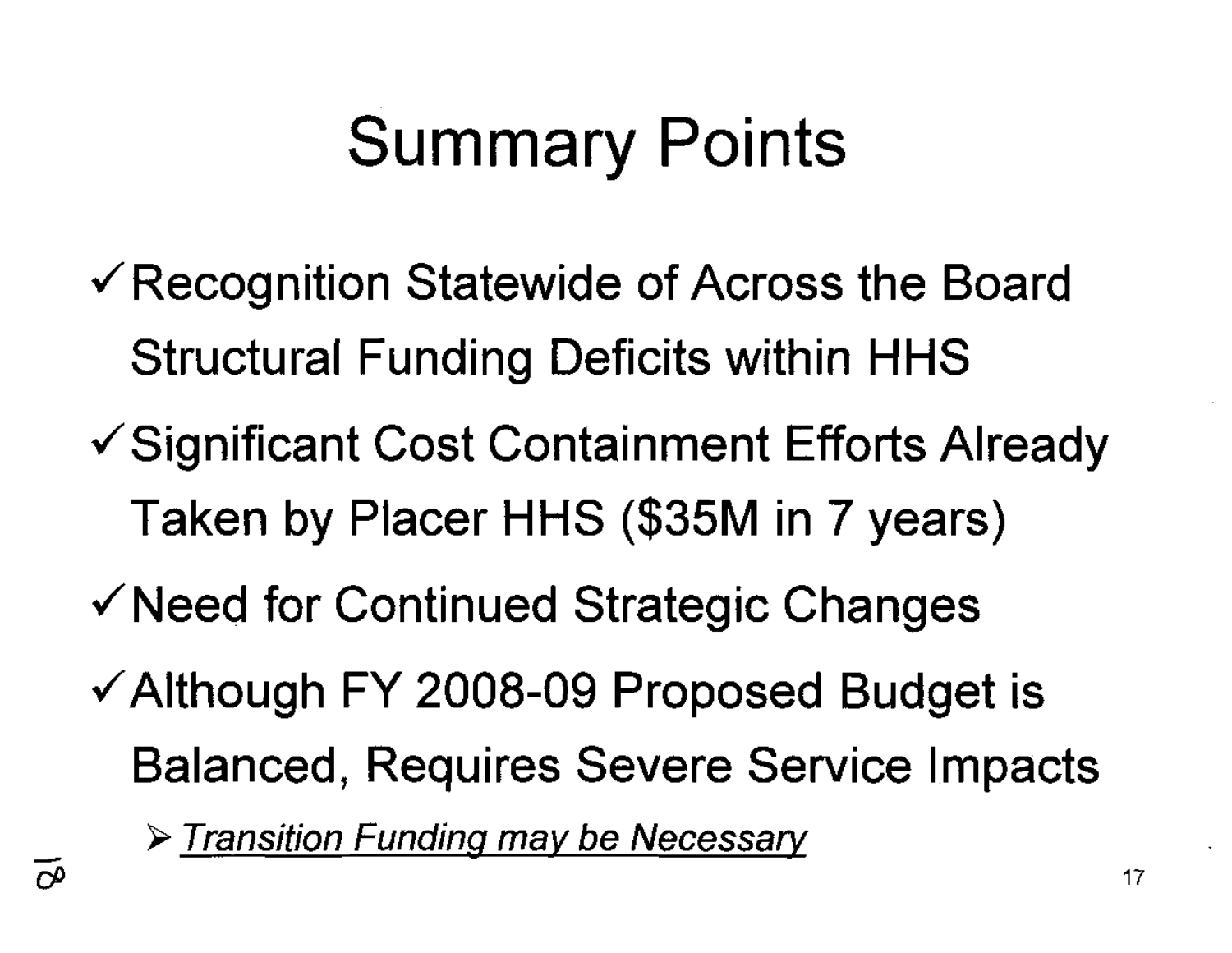# Summary Points

- ✓ Recognition Statewide of Across the Board Structural Funding Deficits within HHS
- ✓ Significant Cost Containment Efforts Already Taken by Placer HHS ($35M in 7 years)
- ✓ Need for Continued Strategic Changes
- ✓ Although FY 2008-09 Proposed Budget is Balanced, Requires Severe Service Impacts
  - ➢ *Transition Funding may be Necessary*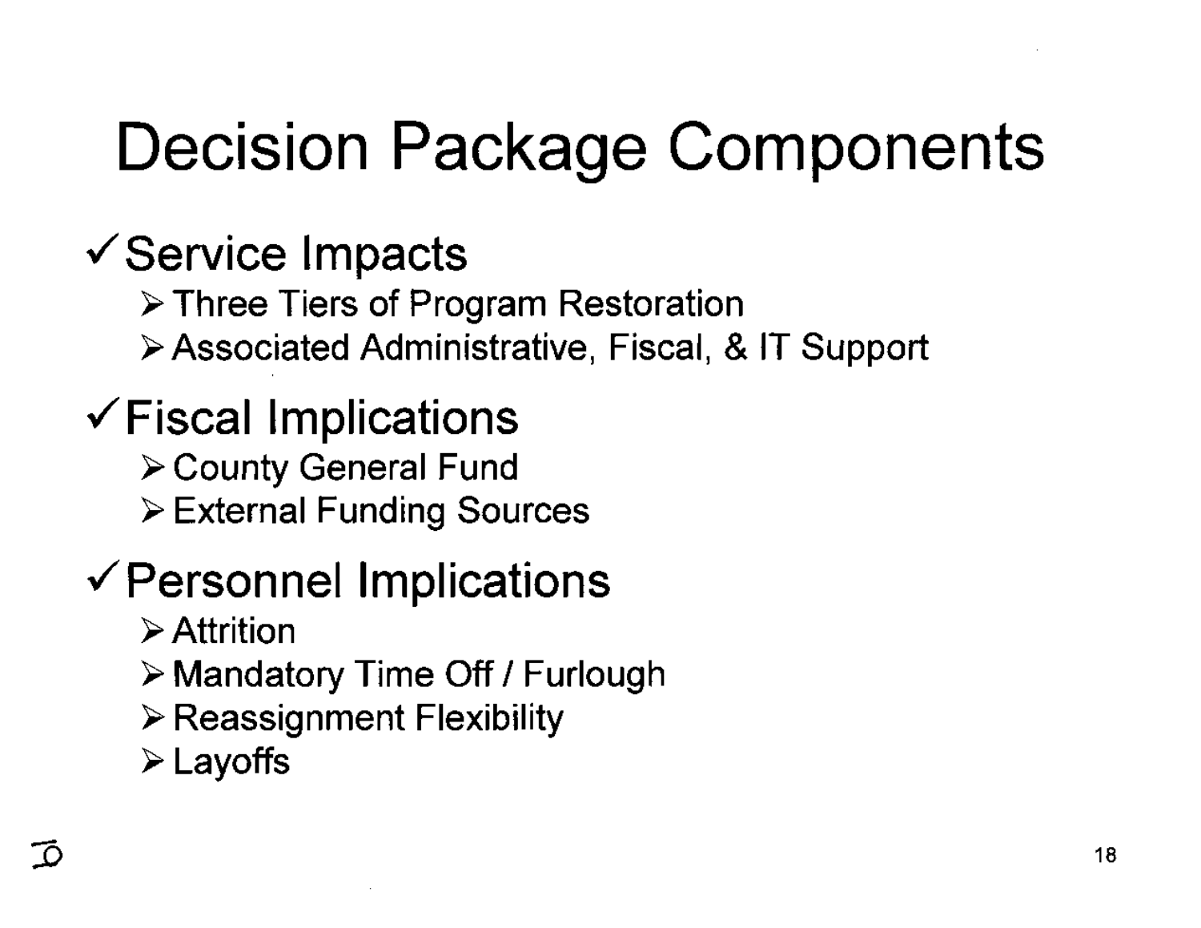# Decision Package Components

- ✓ Service Impacts
  - Three Tiers of Program Restoration
  - Associated Administrative, Fiscal, & IT Support
- ✓ Fiscal Implications
  - County General Fund
  - External Funding Sources
- ✓ Personnel Implications
  - Attrition
  - Mandatory Time Off / Furlough
  - Reassignment Flexibility
  - Layoffs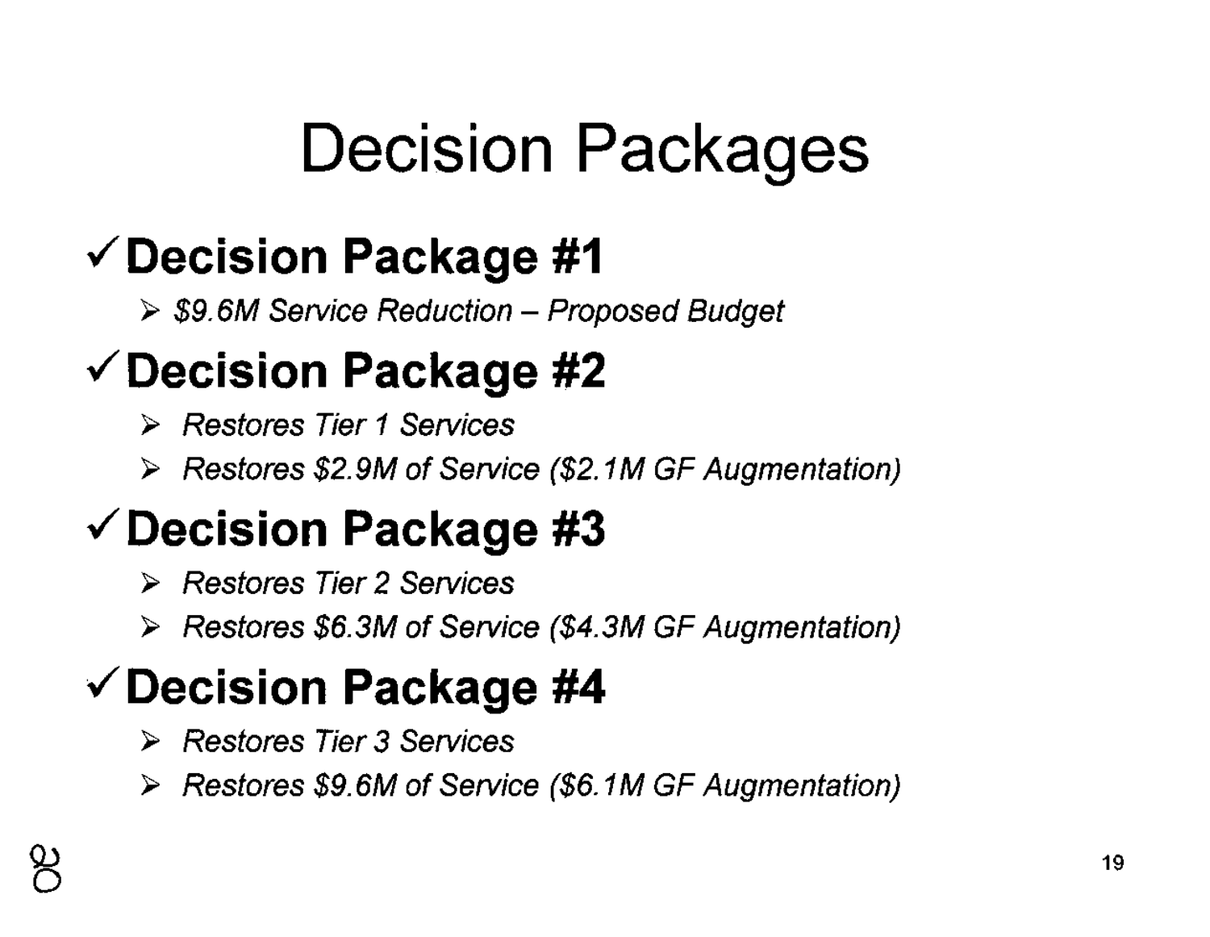# Decision Packages

- ✓ **Decision Package #1**
  - *$9.6M Service Reduction – Proposed Budget*
- ✓ **Decision Package #2**
  - *Restores Tier 1 Services*
  - *Restores $2.9M of Service ($2.1M GF Augmentation)*
- ✓ **Decision Package #3**
  - *Restores Tier 2 Services*
  - *Restores $6.3M of Service ($4.3M GF Augmentation)*
- ✓ **Decision Package #4**
  - *Restores Tier 3 Services*
  - *Restores $9.6M of Service ($6.1M GF Augmentation)*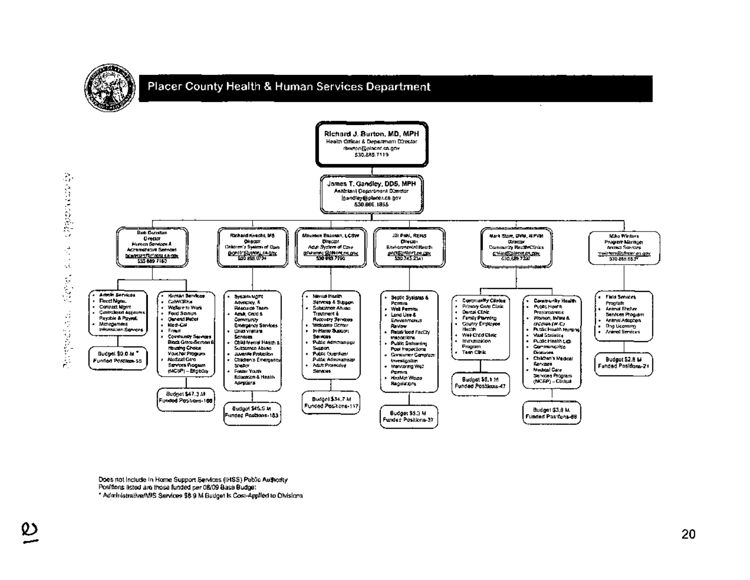# Placer County Health & Human Services Department

**Richard J. Burton, MD, MPH**
Health Officer & Department Director
rburton@placer.ca.gov
530.889.7119

**James T. Gandley, DDS, MPH**
Assistant Department Director
jgandley@placer.ca.gov
530.886.1855

---

### Bob Bourstan, Director — Human Services & Administrative Services
bbourstan@placer.ca.gov
530 889 7163

**Admin Services**
- Fiscal Mgmt.
- Contract Mgmt
- Centralized Accounts Payable & Payroll
- Management Information Services

Budget $0.0 M *
Funded Positions-55

**Human Services**
- CalWORKs
- Welfare to Work
- Food Stamps
- General Relief
- Medi-Cal
- Fraud
- Community Services Block Grant-Section 8 Housing Choice Voucher Program
- Medical Care Services Program (MCSP) – Eligibility

Budget $47.3 M
Funded Positions-166

### Richard Knecht, MS, Director — Children's System of Care
rknecht@placer.ca.gov
530 886.0794

- System Mgmt Advocacy & Resource Team
- Adult, Child & Community Emergency Services
- Child Welfare Services
- Child Mental Health & Substance Abuse
- Juvenile Probation
- Children's Emergency Shelter
- Foster Youth Education & Health Advocates

Budget $45.5 M
Funded Positions-183

### Maureen Bauman, LCSW, Director — Adult System of Care
mbauman@placer.ca.gov
530 889.7190

- Mental Health Services & Support
- Substance Abuse Treatment & Recovery Services
- Welcome Center
- In-Home Support Services
- Public Administrator Support
- Public Guardian/Public Administrator
- Adult Protective Services

Budget $34.7 M
Funded Positions-117

### Jill Pahl, REHS, Director — Environmental Health
jpahl@placer.ca.gov
530.745.2341

- Septic Systems & Permits
- Well Permits
- Land Use & Environmental Review
- Retail food Facility Inspections
- Public Swimming Pool Inspections
- Consumer Complaint Investigation
- Monitoring Well Permits
- HazMat Waste Regulations

Budget $3.3 M
Funded Positions-37

### Mark Starr, DVM, MPVM, Director — Community Health/Clinics
mstarr@placer.ca.gov
530.889.7287

**Community Clinics**
- Primary Care Clinic
- Dental Clinic
- Family Planning
- County Employee Health
- Well Child Clinic
- Immunization Program
- Teen Clinic

Budget $5.1 M
Funded Positions-47

**Community Health**
- Public Health Programs
- Women, Infants & Children (W.C)
- Public Health Nursing
- Vital Statistics
- Public Health Lab
- Communicable Diseases
- Children's Medical Services
- Medical Care Services Program (MCSP) – Clinical

Budget $3.8 M
Funded Positions-88

### Mike Winters, Program Manager — Animal Services
mwinters@placer.ca.gov
530 886.5537

- Field Services Program
- Animal Shelter Services Program
- Animal Adoption
- Dog Licensing
- Animal Services

Budget $2.8 M
Funded Positions-21

---

Does not include In Home Support Services (IHSS) Public Authority
Positions listed are those funded per 08/09 Base Budget
* Administrative/MIS Services $8.9 M Budget is Cost-Applied to Divisions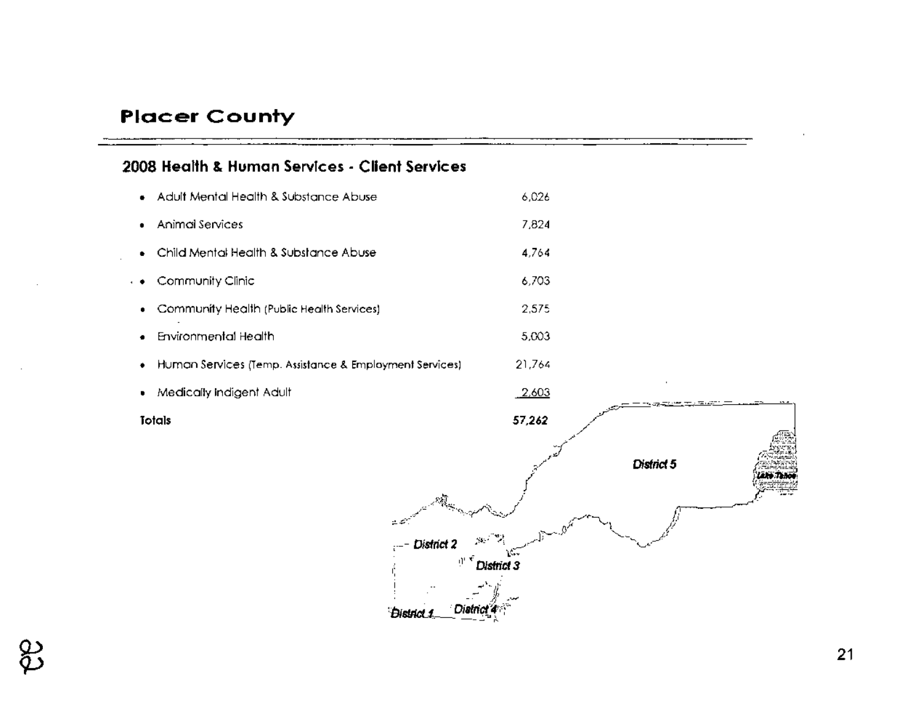# Placer County

## 2008 Health & Human Services - Client Services

| Service | Clients |
|---|---|
| Adult Mental Health & Substance Abuse | 6,026 |
| Animal Services | 7,824 |
| Child Mental Health & Substance Abuse | 4,764 |
| Community Clinic | 6,703 |
| Community Health (Public Health Services) | 2,575 |
| Environmental Health | 5,003 |
| Human Services (Temp. Assistance & Employment Services) | 21,764 |
| Medically Indigent Adult | 2,603 |
| **Totals** | **57,262** |

District 5

Lake Tahoe

District 2

District 3

District 1

District 4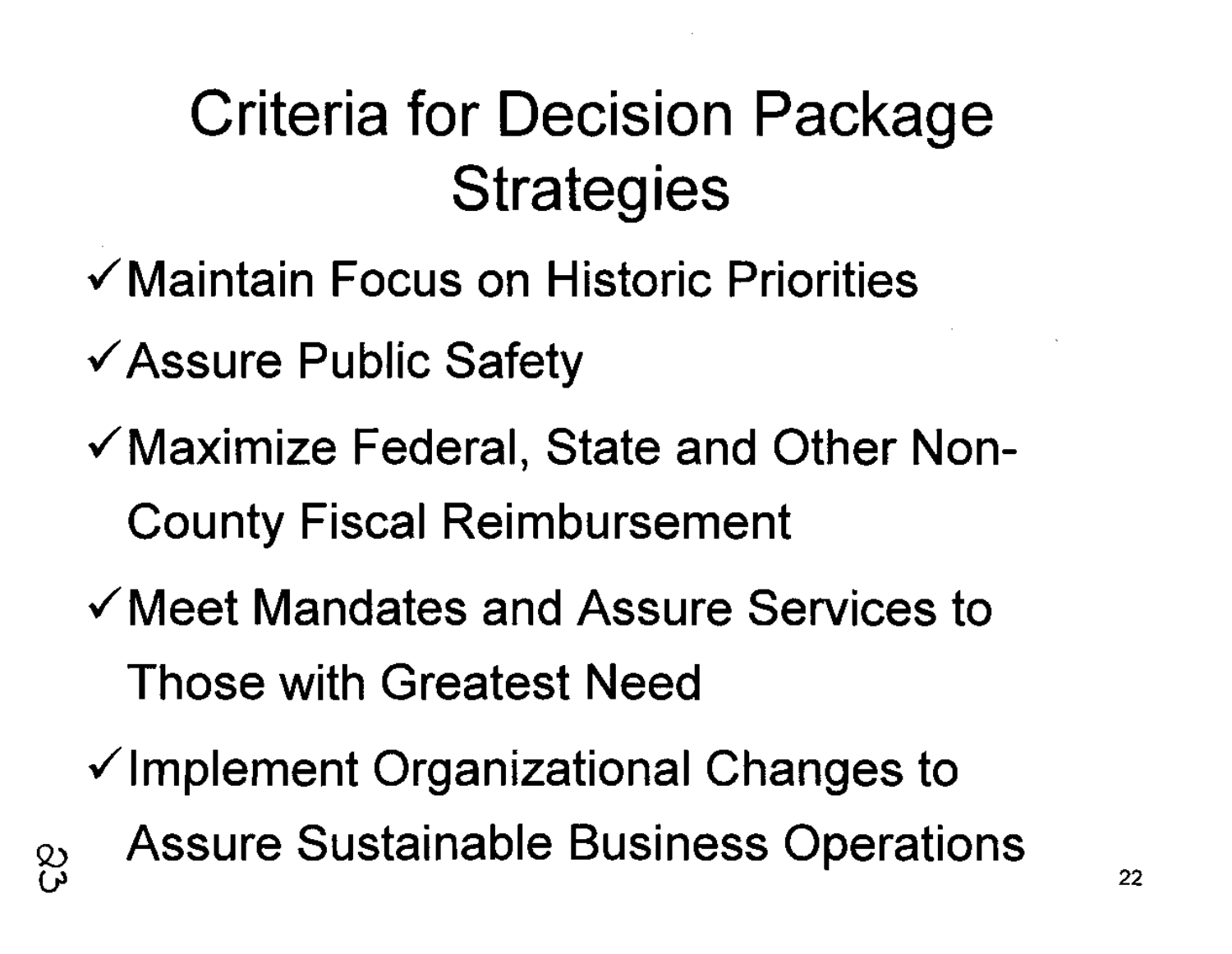# Criteria for Decision Package Strategies

- ✓ Maintain Focus on Historic Priorities
- ✓ Assure Public Safety
- ✓ Maximize Federal, State and Other Non-County Fiscal Reimbursement
- ✓ Meet Mandates and Assure Services to Those with Greatest Need
- ✓ Implement Organizational Changes to Assure Sustainable Business Operations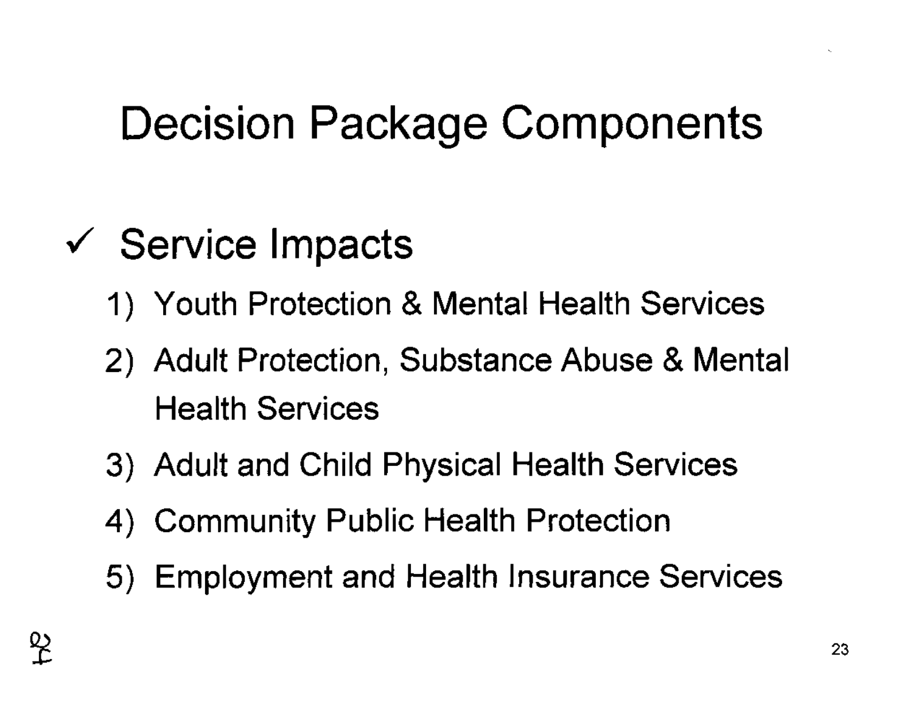# Decision Package Components

✓ Service Impacts

1) Youth Protection & Mental Health Services
2) Adult Protection, Substance Abuse & Mental Health Services
3) Adult and Child Physical Health Services
4) Community Public Health Protection
5) Employment and Health Insurance Services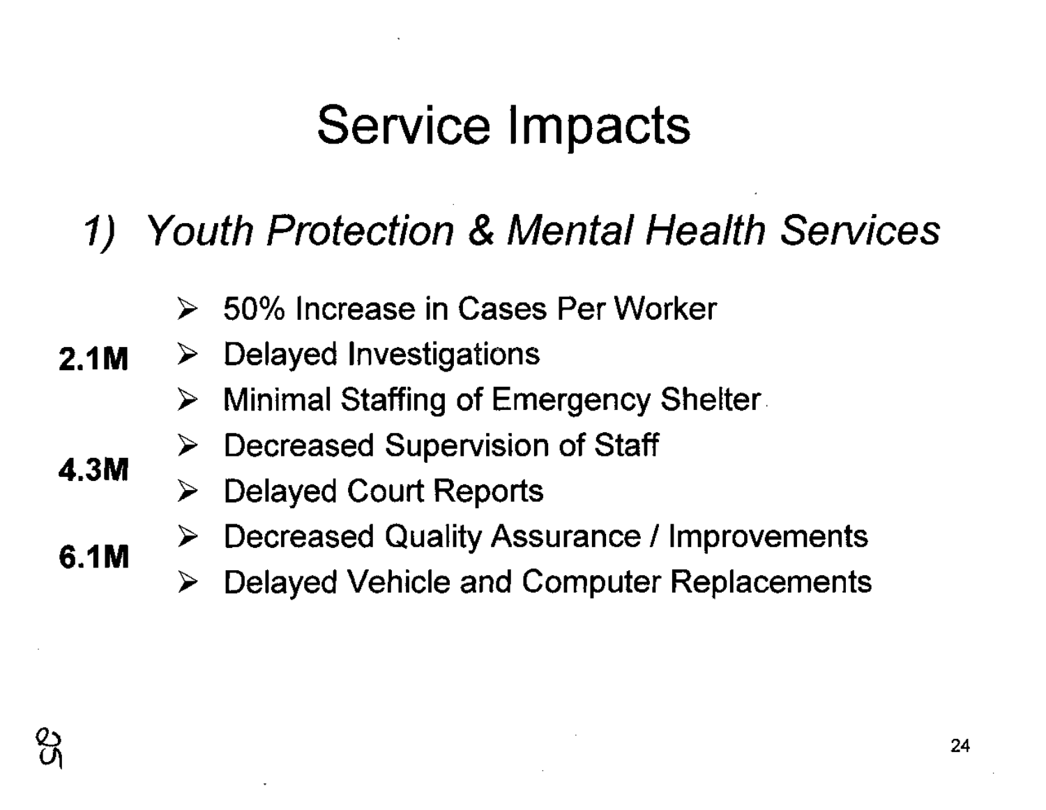# Service Impacts

## *1) Youth Protection & Mental Health Services*

- 50% Increase in Cases Per Worker

**2.1M**
- Delayed Investigations
- Minimal Staffing of Emergency Shelter

**4.3M**
- Decreased Supervision of Staff
- Delayed Court Reports

**6.1M**
- Decreased Quality Assurance / Improvements
- Delayed Vehicle and Computer Replacements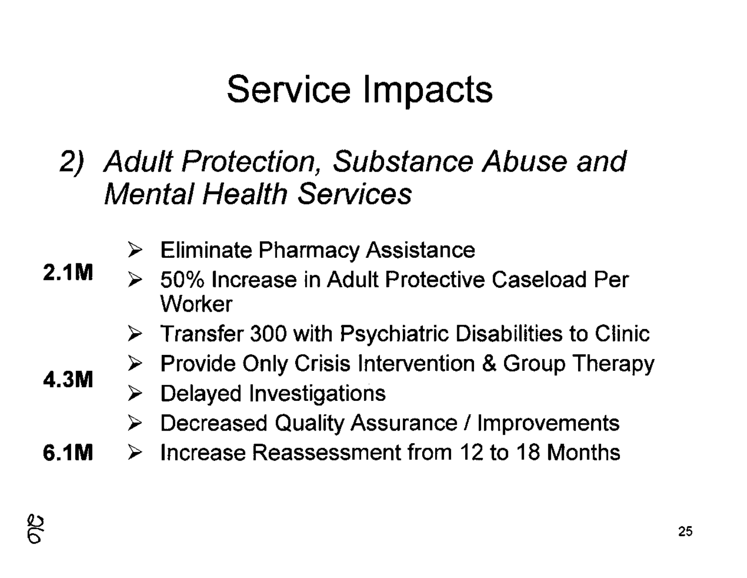# Service Impacts

## *2) Adult Protection, Substance Abuse and Mental Health Services*

**2.1M**

- Eliminate Pharmacy Assistance
- 50% Increase in Adult Protective Caseload Per Worker

**4.3M**

- Transfer 300 with Psychiatric Disabilities to Clinic
- Provide Only Crisis Intervention & Group Therapy
- Delayed Investigations
- Decreased Quality Assurance / Improvements

**6.1M**

- Increase Reassessment from 12 to 18 Months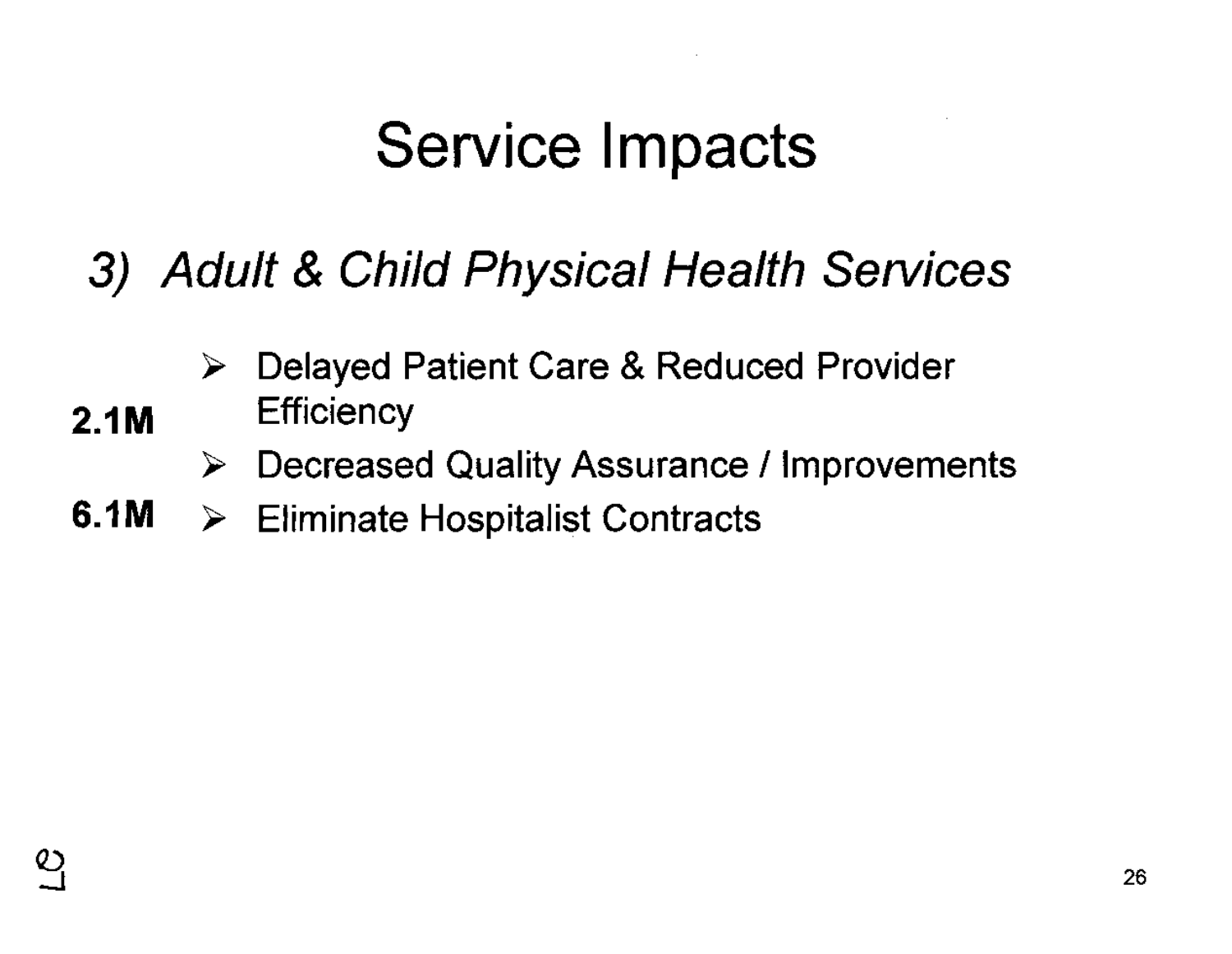# Service Impacts

## *3) Adult & Child Physical Health Services*

- Delayed Patient Care & Reduced Provider Efficiency — **2.1M**
- Decreased Quality Assurance / Improvements
- Eliminate Hospitalist Contracts — **6.1M**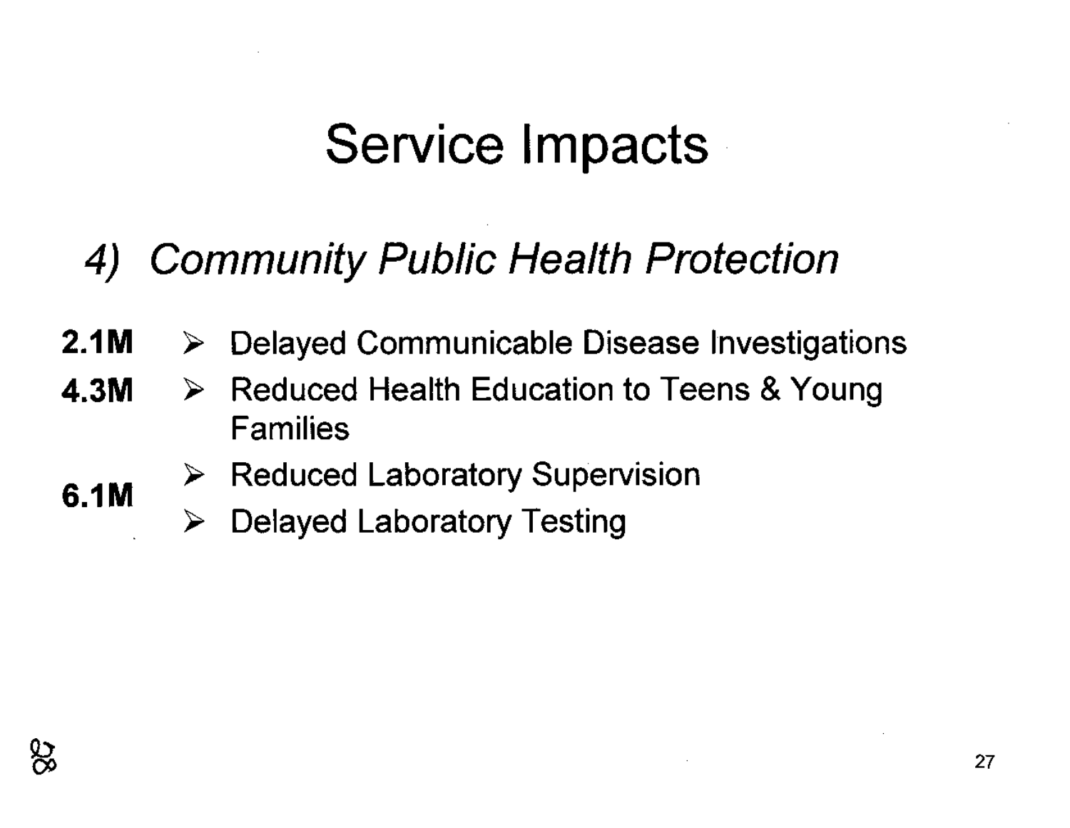# Service Impacts

## *4) Community Public Health Protection*

| | |
|---|---|
| **2.1M** | ➢ Delayed Communicable Disease Investigations |
| **4.3M** | ➢ Reduced Health Education to Teens & Young Families |
| **6.1M** | ➢ Reduced Laboratory Supervision<br>➢ Delayed Laboratory Testing |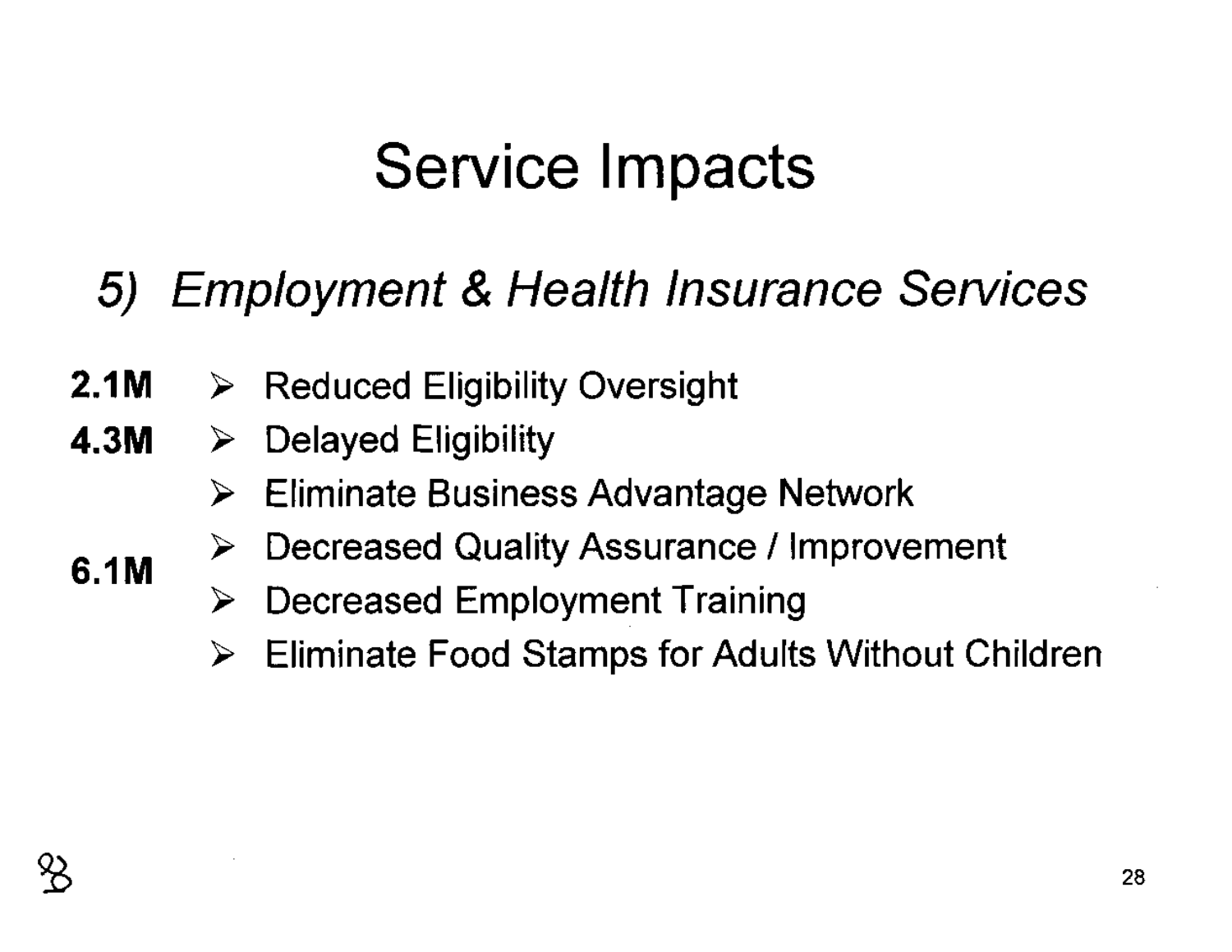# Service Impacts

## *5) Employment & Health Insurance Services*

| | |
|---|---|
| **2.1M** | ➤ Reduced Eligibility Oversight |
| **4.3M** | ➤ Delayed Eligibility |
| | ➤ Eliminate Business Advantage Network |
| **6.1M** | ➤ Decreased Quality Assurance / Improvement |
| | ➤ Decreased Employment Training |
| | ➤ Eliminate Food Stamps for Adults Without Children |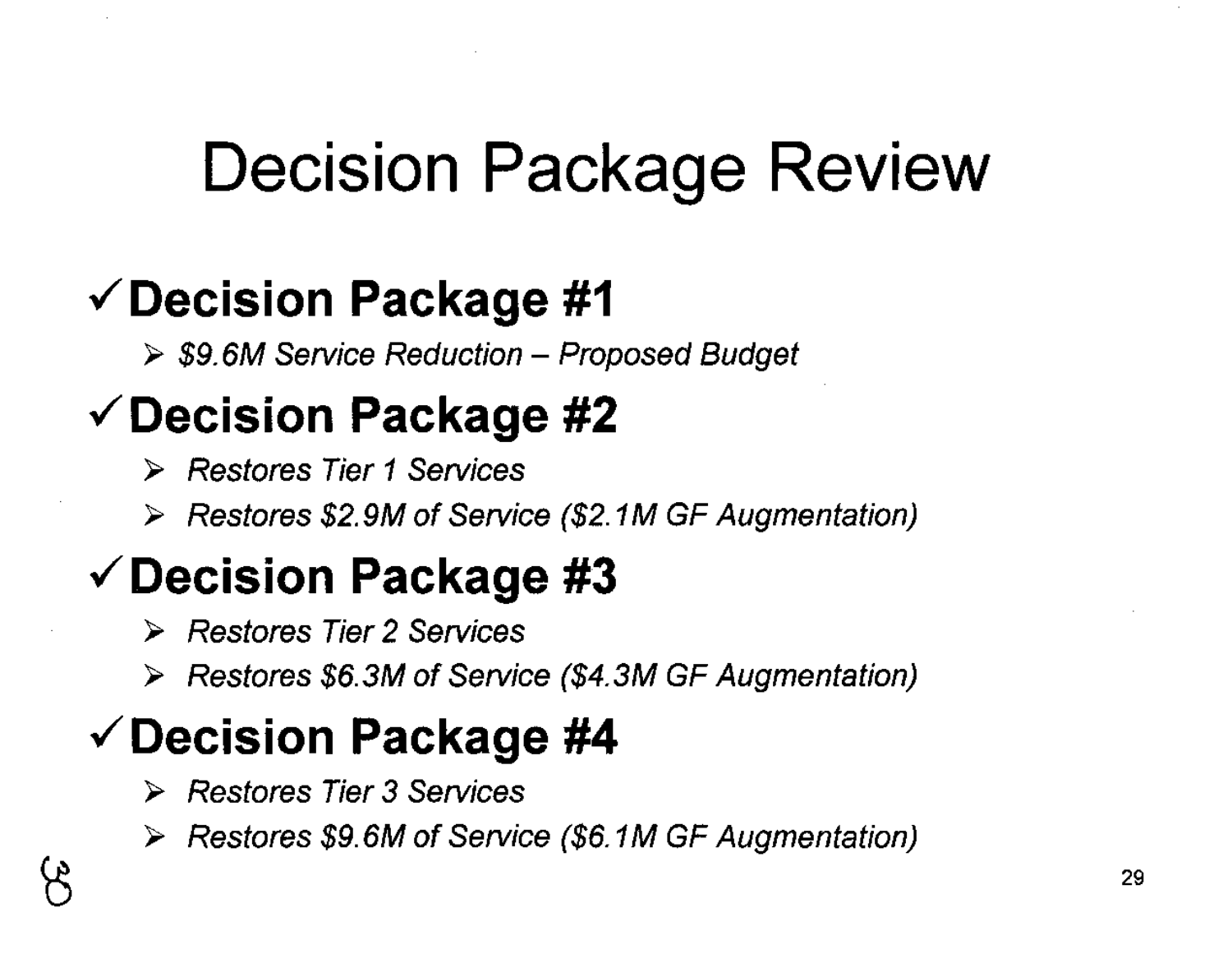# Decision Package Review

- ✓ **Decision Package #1**
  - ➢ *$9.6M Service Reduction – Proposed Budget*
- ✓ **Decision Package #2**
  - ➢ *Restores Tier 1 Services*
  - ➢ *Restores $2.9M of Service ($2.1M GF Augmentation)*
- ✓ **Decision Package #3**
  - ➢ *Restores Tier 2 Services*
  - ➢ *Restores $6.3M of Service ($4.3M GF Augmentation)*
- ✓ **Decision Package #4**
  - ➢ *Restores Tier 3 Services*
  - ➢ *Restores $9.6M of Service ($6.1M GF Augmentation)*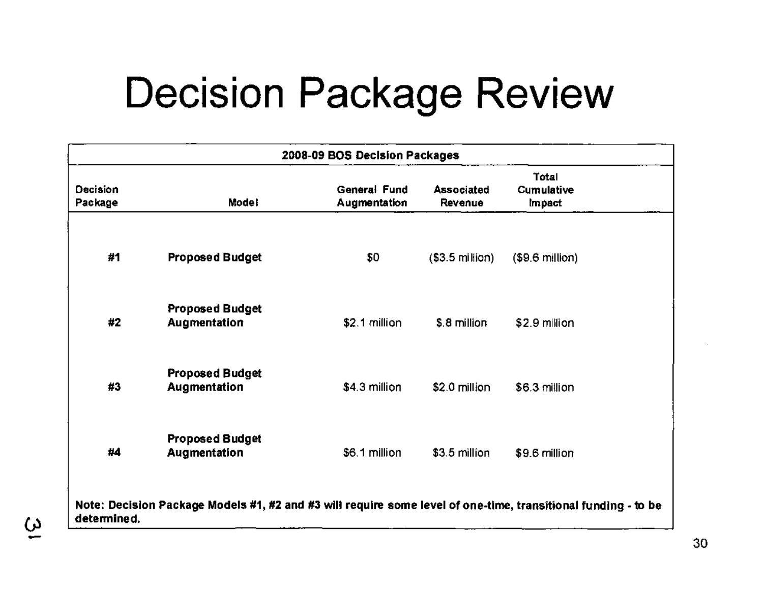# Decision Package Review

| 2008-09 BOS Decision Packages | | | | |
|---|---|---|---|---|
| Decision Package | Model | General Fund Augmentation | Associated Revenue | Total Cumulative Impact |
| #1 | **Proposed Budget** | $0 | ($3.5 million) | ($9.6 million) |
| #2 | **Proposed Budget Augmentation** | $2.1 million | $.8 million | $2.9 million |
| #3 | **Proposed Budget Augmentation** | $4.3 million | $2.0 million | $6.3 million |
| #4 | **Proposed Budget Augmentation** | $6.1 million | $3.5 million | $9.6 million |

**Note: Decision Package Models #1, #2 and #3 will require some level of one-time, transitional funding - to be determined.**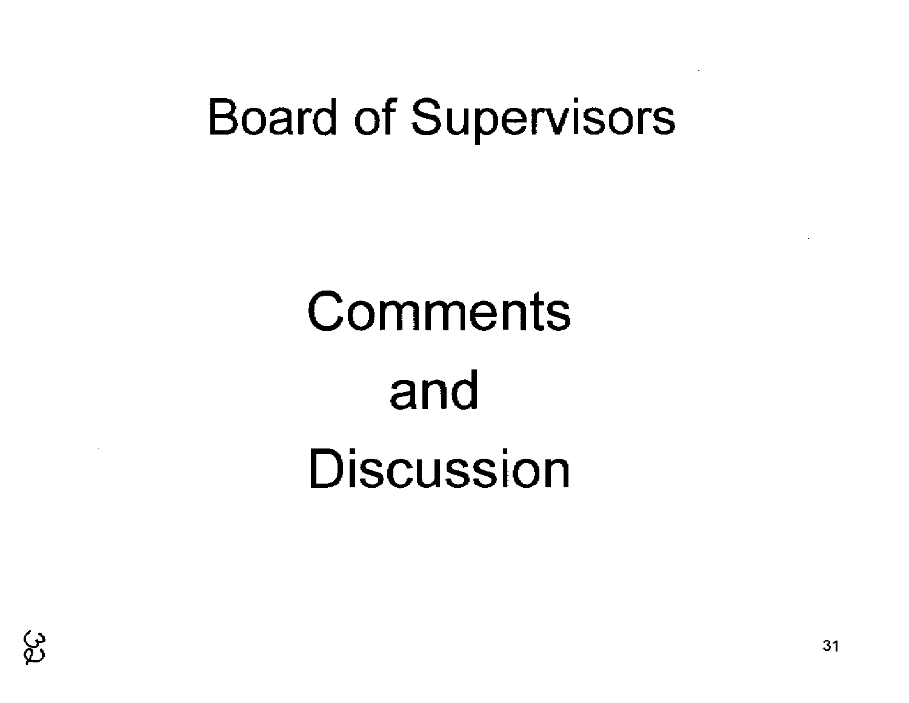# Board of Supervisors

## Comments and Discussion